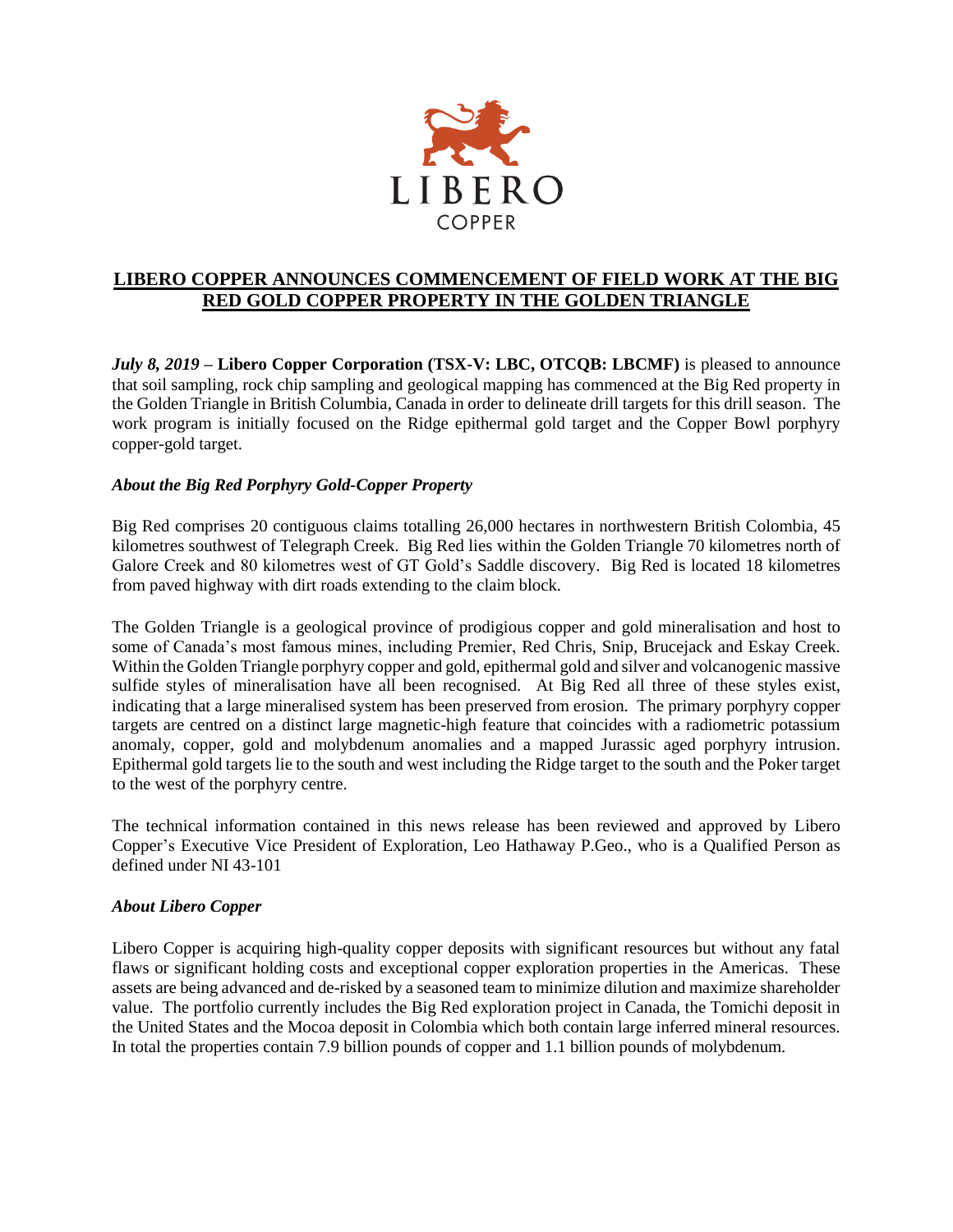LIBERO

COPPER

# LIBERO COPPER ANNOUNCES COMMENCEMENT OF FIELD WORK AT THE BIG RED GOLD COPPER PROPERTY IN THE GOLDEN TRIANGLE

***July 8, 2019*** **– Libero Copper Corporation (TSX-V: LBC, OTCQB: LBCMF)** is pleased to announce that soil sampling, rock chip sampling and geological mapping has commenced at the Big Red property in the Golden Triangle in British Columbia, Canada in order to delineate drill targets for this drill season. The work program is initially focused on the Ridge epithermal gold target and the Copper Bowl porphyry copper-gold target.

### *About the Big Red Porphyry Gold-Copper Property*

Big Red comprises 20 contiguous claims totalling 26,000 hectares in northwestern British Colombia, 45 kilometres southwest of Telegraph Creek. Big Red lies within the Golden Triangle 70 kilometres north of Galore Creek and 80 kilometres west of GT Gold's Saddle discovery. Big Red is located 18 kilometres from paved highway with dirt roads extending to the claim block.

The Golden Triangle is a geological province of prodigious copper and gold mineralisation and host to some of Canada's most famous mines, including Premier, Red Chris, Snip, Brucejack and Eskay Creek. Within the Golden Triangle porphyry copper and gold, epithermal gold and silver and volcanogenic massive sulfide styles of mineralisation have all been recognised. At Big Red all three of these styles exist, indicating that a large mineralised system has been preserved from erosion. The primary porphyry copper targets are centred on a distinct large magnetic-high feature that coincides with a radiometric potassium anomaly, copper, gold and molybdenum anomalies and a mapped Jurassic aged porphyry intrusion. Epithermal gold targets lie to the south and west including the Ridge target to the south and the Poker target to the west of the porphyry centre.

The technical information contained in this news release has been reviewed and approved by Libero Copper's Executive Vice President of Exploration, Leo Hathaway P.Geo., who is a Qualified Person as defined under NI 43-101

### *About Libero Copper*

Libero Copper is acquiring high-quality copper deposits with significant resources but without any fatal flaws or significant holding costs and exceptional copper exploration properties in the Americas. These assets are being advanced and de-risked by a seasoned team to minimize dilution and maximize shareholder value. The portfolio currently includes the Big Red exploration project in Canada, the Tomichi deposit in the United States and the Mocoa deposit in Colombia which both contain large inferred mineral resources. In total the properties contain 7.9 billion pounds of copper and 1.1 billion pounds of molybdenum.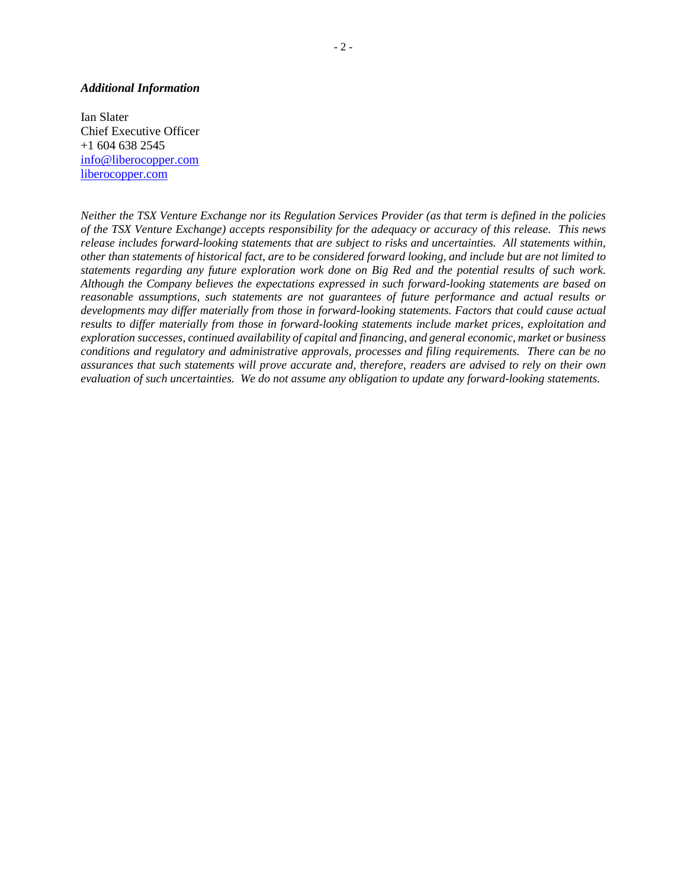***Additional Information***

Ian Slater
Chief Executive Officer
+1 604 638 2545
[info@liberocopper.com](mailto:info@liberocopper.com)
[liberocopper.com](http://liberocopper.com)

*Neither the TSX Venture Exchange nor its Regulation Services Provider (as that term is defined in the policies of the TSX Venture Exchange) accepts responsibility for the adequacy or accuracy of this release. This news release includes forward-looking statements that are subject to risks and uncertainties. All statements within, other than statements of historical fact, are to be considered forward looking, and include but are not limited to statements regarding any future exploration work done on Big Red and the potential results of such work. Although the Company believes the expectations expressed in such forward-looking statements are based on reasonable assumptions, such statements are not guarantees of future performance and actual results or developments may differ materially from those in forward-looking statements. Factors that could cause actual results to differ materially from those in forward-looking statements include market prices, exploitation and exploration successes, continued availability of capital and financing, and general economic, market or business conditions and regulatory and administrative approvals, processes and filing requirements. There can be no assurances that such statements will prove accurate and, therefore, readers are advised to rely on their own evaluation of such uncertainties. We do not assume any obligation to update any forward-looking statements.*